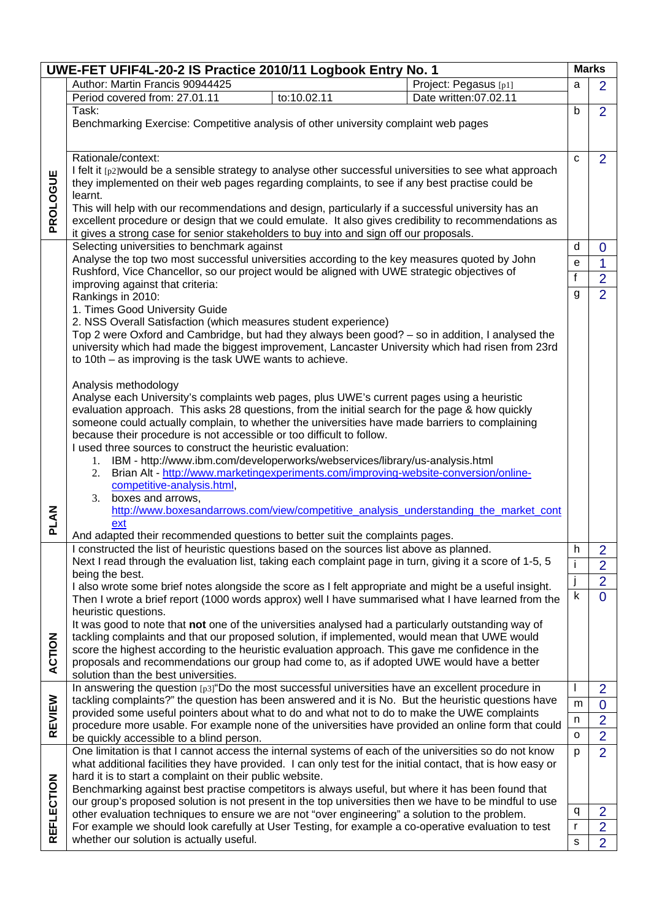# UWE-FET UFIF4L-20-2 IS Practice 2010/11 Logbook Entry No. 1

| Section | Content | | | Marks | |
|---|---|---|---|---|---|
| PROLOGUE | Author: Martin Francis 90944425 | | Project: Pegasus [p1] | a | 2 |
| | Period covered from: 27.01.11 | to:10.02.11 | Date written:07.02.11 | | |
| | Task:<br>Benchmarking Exercise: Competitive analysis of other university complaint web pages | | | b | 2 |
| | Rationale/context:<br>I felt it [p2]would be a sensible strategy to analyse other successful universities to see what approach they implemented on their web pages regarding complaints, to see if any best practise could be learnt.<br>This will help with our recommendations and design, particularly if a successful university has an excellent procedure or design that we could emulate. It also gives credibility to recommendations as it gives a strong case for senior stakeholders to buy into and sign off our proposals. | | | c | 2 |
| PLAN | Selecting universities to benchmark against<br>Analyse the top two most successful universities according to the key measures quoted by John Rushford, Vice Chancellor, so our project would be aligned with UWE strategic objectives of improving against that criteria:<br>Rankings in 2010:<br>1. Times Good University Guide<br>2. NSS Overall Satisfaction (which measures student experience)<br>Top 2 were Oxford and Cambridge, but had they always been good? – so in addition, I analysed the university which had made the biggest improvement, Lancaster University which had risen from 23rd to 10th – as improving is the task UWE wants to achieve.<br><br>Analysis methodology<br>Analyse each University's complaints web pages, plus UWE's current pages using a heuristic evaluation approach. This asks 28 questions, from the initial search for the page & how quickly someone could actually complain, to whether the universities have made barriers to complaining because their procedure is not accessible or too difficult to follow.<br>I used three sources to construct the heuristic evaluation:<br>1. IBM - http://www.ibm.com/developerworks/webservices/library/us-analysis.html<br>2. Brian Alt - http://www.marketingexperiments.com/improving-website-conversion/online-competitive-analysis.html,<br>3. boxes and arrows, http://www.boxesandarrows.com/view/competitive_analysis_understanding_the_market_context<br>And adapted their recommended questions to better suit the complaints pages. | | | d<br>e<br>f<br>g | 0<br>1<br>2<br>2 |
| ACTION | I constructed the list of heuristic questions based on the sources list above as planned.<br>Next I read through the evaluation list, taking each complaint page in turn, giving it a score of 1-5, 5 being the best.<br>I also wrote some brief notes alongside the score as I felt appropriate and might be a useful insight.<br>Then I wrote a brief report (1000 words approx) well I have summarised what I have learned from the heuristic questions.<br>It was good to note that **not** one of the universities analysed had a particularly outstanding way of tackling complaints and that our proposed solution, if implemented, would mean that UWE would score the highest according to the heuristic evaluation approach. This gave me confidence in the proposals and recommendations our group had come to, as if adopted UWE would have a better solution than the best universities. | | | h<br>i<br>j<br>k | 2<br>2<br>2<br>0 |
| REVIEW | In answering the question [p3]"Do the most successful universities have an excellent procedure in tackling complaints?" the question has been answered and it is No. But the heuristic questions have provided some useful pointers about what to do and what not to do to make the UWE complaints procedure more usable. For example none of the universities have provided an online form that could be quickly accessible to a blind person. | | | l<br>m<br>n<br>o | 2<br>0<br>2<br>2 |
| REFLECTION | One limitation is that I cannot access the internal systems of each of the universities so do not know what additional facilities they have provided. I can only test for the initial contact, that is how easy or hard it is to start a complaint on their public website.<br>Benchmarking against best practise competitors is always useful, but where it has been found that our group's proposed solution is not present in the top universities then we have to be mindful to use other evaluation techniques to ensure we are not "over engineering" a solution to the problem.<br>For example we should look carefully at User Testing, for example a co-operative evaluation to test whether our solution is actually useful. | | | p<br>q<br>r<br>s | 2<br>2<br>2<br>2 |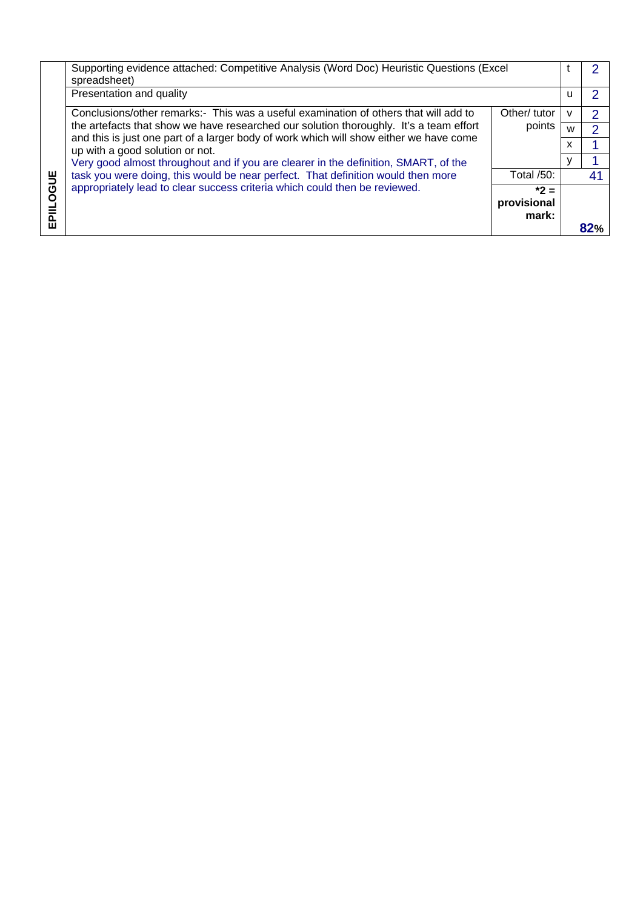| | | | | |
|---|---|---|---|---|
| EPIILOGUE | Supporting evidence attached: Competitive Analysis (Word Doc) Heuristic Questions (Excel spreadsheet) | | t | 2 |
| | Presentation and quality | | u | 2 |
| | Conclusions/other remarks:- This was a useful examination of others that will add to the artefacts that show we have researched our solution thoroughly. It's a team effort and this is just one part of a larger body of work which will show either we have come up with a good solution or not. Very good almost throughout and if you are clearer in the definition, SMART, of the task you were doing, this would be near perfect. That definition would then more appropriately lead to clear success criteria which could then be reviewed. | Other/ tutor points | v | 2 |
| | | | w | 2 |
| | | | x | 1 |
| | | | y | 1 |
| | | Total /50: | | 41 |
| | | **\*2 = provisional mark:** | | **82%** |